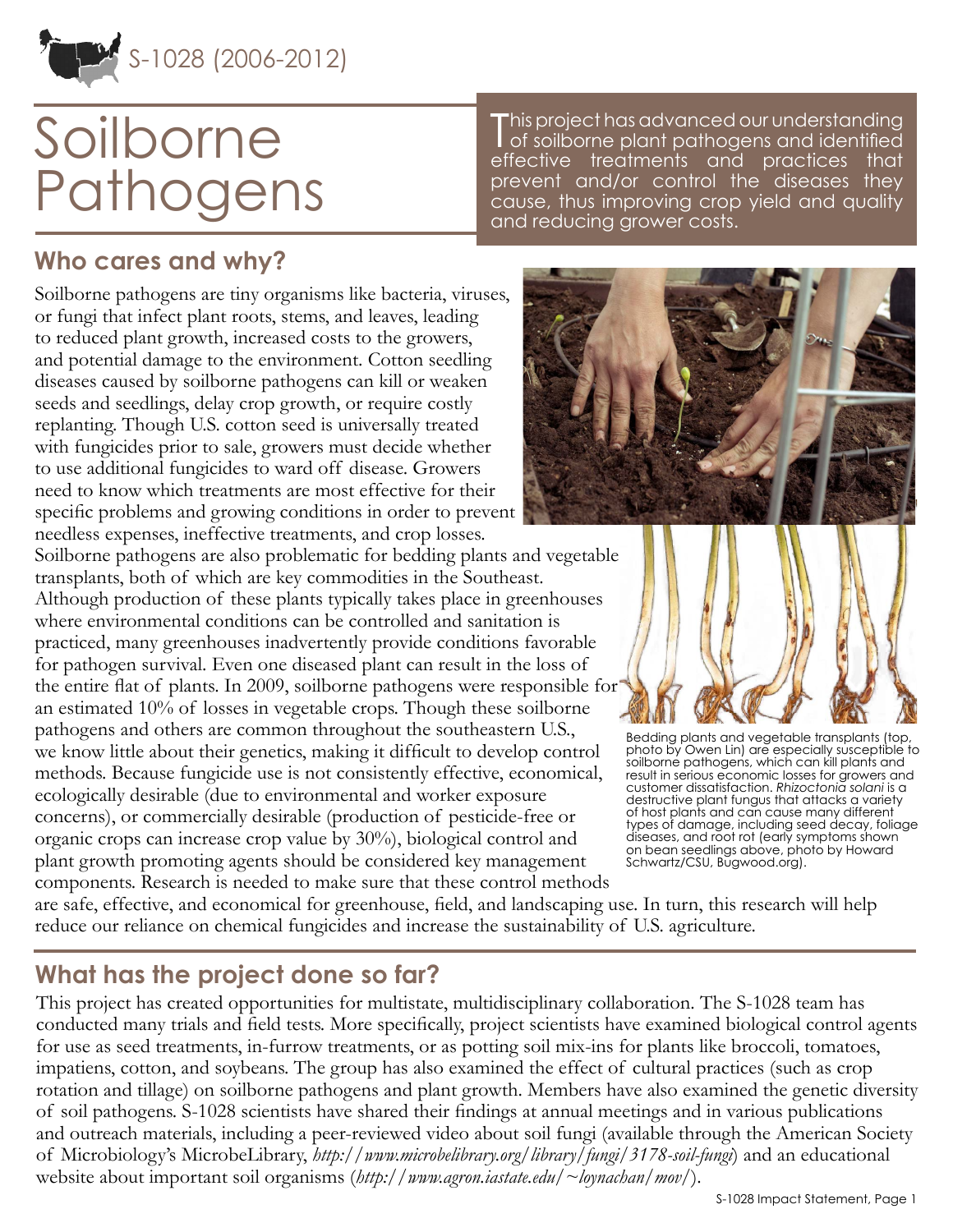S-1028 (2006-2012)

# Soilborne Pathogens

This project has advanced our understanding of soilborne plant pathogens and identified effective treatments and practices that prevent and/or control the diseases they cause, thus improving crop yield and quality and reducing grower costs.

## Who cares and why?

Soilborne pathogens are tiny organisms like bacteria, viruses, or fungi that infect plant roots, stems, and leaves, leading to reduced plant growth, increased costs to the growers, and potential damage to the environment. Cotton seedling diseases caused by soilborne pathogens can kill or weaken seeds and seedlings, delay crop growth, or require costly replanting. Though U.S. cotton seed is universally treated with fungicides prior to sale, growers must decide whether to use additional fungicides to ward off disease. Growers need to know which treatments are most effective for their specific problems and growing conditions in order to prevent needless expenses, ineffective treatments, and crop losses.

Soilborne pathogens are also problematic for bedding plants and vegetable transplants, both of which are key commodities in the Southeast. Although production of these plants typically takes place in greenhouses where environmental conditions can be controlled and sanitation is practiced, many greenhouses inadvertently provide conditions favorable for pathogen survival. Even one diseased plant can result in the loss of the entire flat of plants. In 2009, soilborne pathogens were responsible for an estimated 10% of losses in vegetable crops. Though these soilborne pathogens and others are common throughout the southeastern U.S., we know little about their genetics, making it difficult to develop control methods. Because fungicide use is not consistently effective, economical, ecologically desirable (due to environmental and worker exposure concerns), or commercially desirable (production of pesticide-free or organic crops can increase crop value by 30%), biological control and plant growth promoting agents should be considered key management components. Research is needed to make sure that these control methods are safe, effective, and economical for greenhouse, field, and landscaping use. In turn, this research will help reduce our reliance on chemical fungicides and increase the sustainability of U.S. agriculture.

Bedding plants and vegetable transplants (top, photo by Owen Lin) are especially susceptible to soilborne pathogens, which can kill plants and result in serious economic losses for growers and customer dissatisfaction. *Rhizoctonia solani* is a destructive plant fungus that attacks a variety of host plants and can cause many different types of damage, including seed decay, foliage diseases, and root rot (early symptoms shown on bean seedlings above, photo by Howard Schwartz/CSU, Bugwood.org).

## What has the project done so far?

This project has created opportunities for multistate, multidisciplinary collaboration. The S-1028 team has conducted many trials and field tests. More specifically, project scientists have examined biological control agents for use as seed treatments, in-furrow treatments, or as potting soil mix-ins for plants like broccoli, tomatoes, impatiens, cotton, and soybeans. The group has also examined the effect of cultural practices (such as crop rotation and tillage) on soilborne pathogens and plant growth. Members have also examined the genetic diversity of soil pathogens. S-1028 scientists have shared their findings at annual meetings and in various publications and outreach materials, including a peer-reviewed video about soil fungi (available through the American Society of Microbiology's MicrobeLibrary, *http://www.microbelibrary.org/library/fungi/3178-soil-fungi*) and an educational website about important soil organisms (*http://www.agron.iastate.edu/~loynachan/mov/*).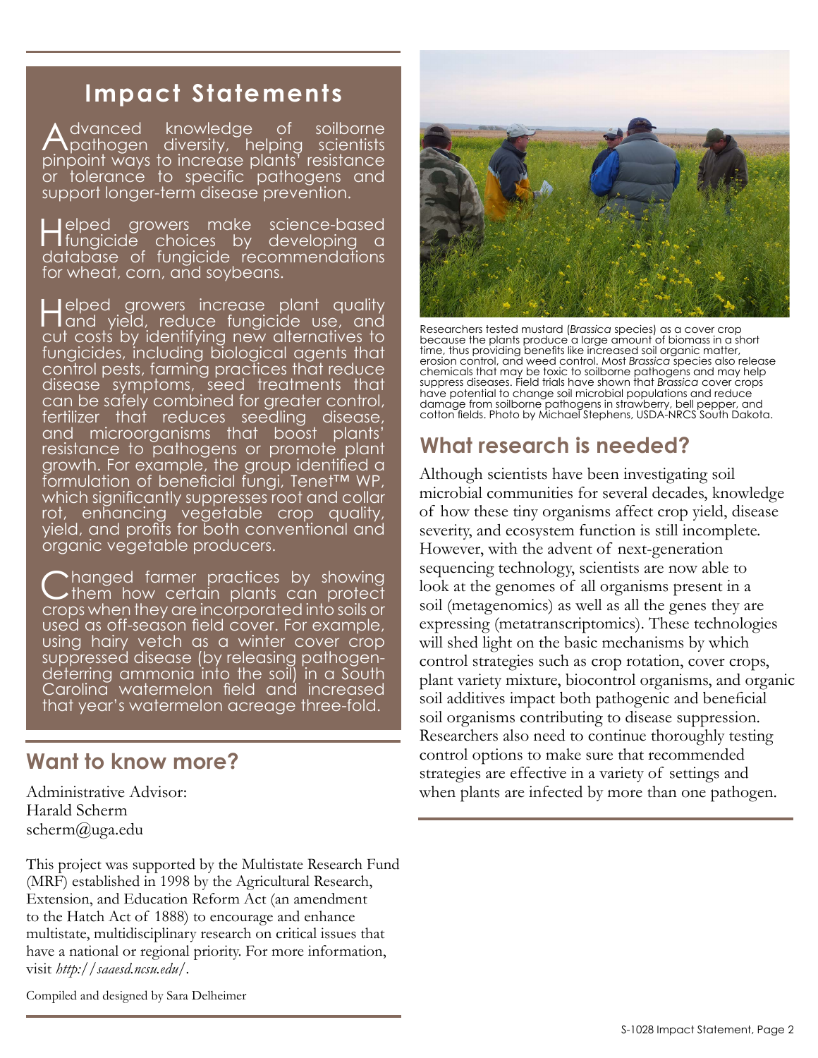## Impact Statements

Advanced knowledge of soilborne pathogen diversity, helping scientists pinpoint ways to increase plants' resistance or tolerance to specific pathogens and support longer-term disease prevention.

Helped growers make science-based fungicide choices by developing a database of fungicide recommendations for wheat, corn, and soybeans.

Helped growers increase plant quality and yield, reduce fungicide use, and cut costs by identifying new alternatives to fungicides, including biological agents that control pests, farming practices that reduce disease symptoms, seed treatments that can be safely combined for greater control, fertilizer that reduces seedling disease, and microorganisms that boost plants' resistance to pathogens or promote plant growth. For example, the group identified a formulation of beneficial fungi, Tenet™ WP, which significantly suppresses root and collar rot, enhancing vegetable crop quality, yield, and profits for both conventional and organic vegetable producers.

Changed farmer practices by showing them how certain plants can protect crops when they are incorporated into soils or used as off-season field cover. For example, using hairy vetch as a winter cover crop suppressed disease (by releasing pathogen-deterring ammonia into the soil) in a South Carolina watermelon field and increased that year's watermelon acreage three-fold.

Researchers tested mustard (*Brassica* species) as a cover crop because the plants produce a large amount of biomass in a short time, thus providing benefits like increased soil organic matter, erosion control, and weed control. Most *Brassica* species also release chemicals that may be toxic to soilborne pathogens and may help suppress diseases. Field trials have shown that *Brassica* cover crops have potential to change soil microbial populations and reduce damage from soilborne pathogens in strawberry, bell pepper, and cotton fields. Photo by Michael Stephens, USDA-NRCS South Dakota.

## What research is needed?

Although scientists have been investigating soil microbial communities for several decades, knowledge of how these tiny organisms affect crop yield, disease severity, and ecosystem function is still incomplete. However, with the advent of next-generation sequencing technology, scientists are now able to look at the genomes of all organisms present in a soil (metagenomics) as well as all the genes they are expressing (metatranscriptomics). These technologies will shed light on the basic mechanisms by which control strategies such as crop rotation, cover crops, plant variety mixture, biocontrol organisms, and organic soil additives impact both pathogenic and beneficial soil organisms contributing to disease suppression. Researchers also need to continue thoroughly testing control options to make sure that recommended strategies are effective in a variety of settings and when plants are infected by more than one pathogen.

## Want to know more?

Administrative Advisor:
Harald Scherm
scherm@uga.edu

This project was supported by the Multistate Research Fund (MRF) established in 1998 by the Agricultural Research, Extension, and Education Reform Act (an amendment to the Hatch Act of 1888) to encourage and enhance multistate, multidisciplinary research on critical issues that have a national or regional priority. For more information, visit *http://saaesd.ncsu.edu/*.

Compiled and designed by Sara Delheimer